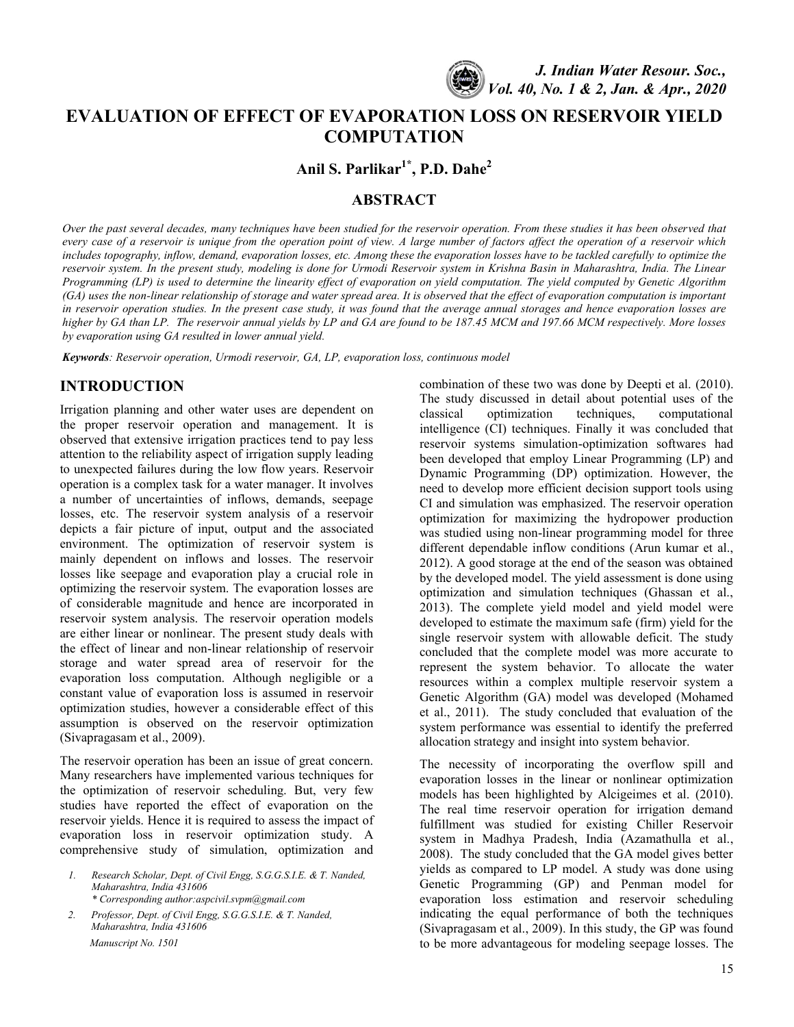# EVALUATION OF EFFECT OF EVAPORATION LOSS ON RESERVOIR YIELD COMPUTATION

**Anil S. Parlikar[1*], P.D. Dahe[2]**

## ABSTRACT

*Over the past several decades, many techniques have been studied for the reservoir operation. From these studies it has been observed that every case of a reservoir is unique from the operation point of view. A large number of factors affect the operation of a reservoir which includes topography, inflow, demand, evaporation losses, etc. Among these the evaporation losses have to be tackled carefully to optimize the reservoir system. In the present study, modeling is done for Urmodi Reservoir system in Krishna Basin in Maharashtra, India. The Linear Programming (LP) is used to determine the linearity effect of evaporation on yield computation. The yield computed by Genetic Algorithm (GA) uses the non-linear relationship of storage and water spread area. It is observed that the effect of evaporation computation is important in reservoir operation studies. In the present case study, it was found that the average annual storages and hence evaporation losses are higher by GA than LP. The reservoir annual yields by LP and GA are found to be 187.45 MCM and 197.66 MCM respectively. More losses by evaporation using GA resulted in lower annual yield.*

***Keywords**: Reservoir operation, Urmodi reservoir, GA, LP, evaporation loss, continuous model*

## INTRODUCTION

Irrigation planning and other water uses are dependent on the proper reservoir operation and management. It is observed that extensive irrigation practices tend to pay less attention to the reliability aspect of irrigation supply leading to unexpected failures during the low flow years. Reservoir operation is a complex task for a water manager. It involves a number of uncertainties of inflows, demands, seepage losses, etc. The reservoir system analysis of a reservoir depicts a fair picture of input, output and the associated environment. The optimization of reservoir system is mainly dependent on inflows and losses. The reservoir losses like seepage and evaporation play a crucial role in optimizing the reservoir system. The evaporation losses are of considerable magnitude and hence are incorporated in reservoir system analysis. The reservoir operation models are either linear or nonlinear. The present study deals with the effect of linear and non-linear relationship of reservoir storage and water spread area of reservoir for the evaporation loss computation. Although negligible or a constant value of evaporation loss is assumed in reservoir optimization studies, however a considerable effect of this assumption is observed on the reservoir optimization (Sivapragasam et al., 2009).

The reservoir operation has been an issue of great concern. Many researchers have implemented various techniques for the optimization of reservoir scheduling. But, very few studies have reported the effect of evaporation on the reservoir yields. Hence it is required to assess the impact of evaporation loss in reservoir optimization study. A comprehensive study of simulation, optimization and combination of these two was done by Deepti et al. (2010). The study discussed in detail about potential uses of the classical optimization techniques, computational intelligence (CI) techniques. Finally it was concluded that reservoir systems simulation-optimization softwares had been developed that employ Linear Programming (LP) and Dynamic Programming (DP) optimization. However, the need to develop more efficient decision support tools using CI and simulation was emphasized. The reservoir operation optimization for maximizing the hydropower production was studied using non-linear programming model for three different dependable inflow conditions (Arun kumar et al., 2012). A good storage at the end of the season was obtained by the developed model. The yield assessment is done using optimization and simulation techniques (Ghassan et al., 2013). The complete yield model and yield model were developed to estimate the maximum safe (firm) yield for the single reservoir system with allowable deficit. The study concluded that the complete model was more accurate to represent the system behavior. To allocate the water resources within a complex multiple reservoir system a Genetic Algorithm (GA) model was developed (Mohamed et al., 2011). The study concluded that evaluation of the system performance was essential to identify the preferred allocation strategy and insight into system behavior.

The necessity of incorporating the overflow spill and evaporation losses in the linear or nonlinear optimization models has been highlighted by Alcigeimes et al. (2010). The real time reservoir operation for irrigation demand fulfillment was studied for existing Chiller Reservoir system in Madhya Pradesh, India (Azamathulla et al., 2008). The study concluded that the GA model gives better yields as compared to LP model. A study was done using Genetic Programming (GP) and Penman model for evaporation loss estimation and reservoir scheduling indicating the equal performance of both the techniques (Sivapragasam et al., 2009). In this study, the GP was found to be more advantageous for modeling seepage losses. The

1. *Research Scholar, Dept. of Civil Engg, S.G.G.S.I.E. & T. Nanded, Maharashtra, India 431606*
   *\* Corresponding author:aspcivil.svpm@gmail.com*
2. *Professor, Dept. of Civil Engg, S.G.G.S.I.E. & T. Nanded, Maharashtra, India 431606*

*Manuscript No. 1501*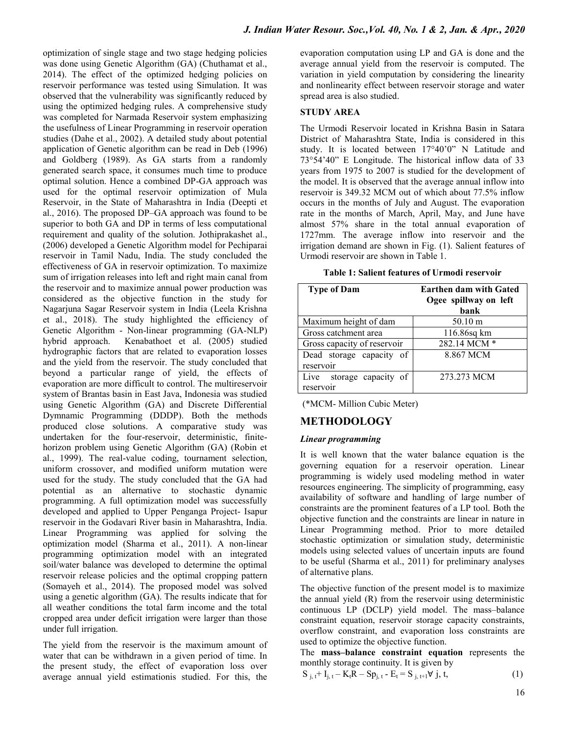optimization of single stage and two stage hedging policies was done using Genetic Algorithm (GA) (Chuthamat et al., 2014). The effect of the optimized hedging policies on reservoir performance was tested using Simulation. It was observed that the vulnerability was significantly reduced by using the optimized hedging rules. A comprehensive study was completed for Narmada Reservoir system emphasizing the usefulness of Linear Programming in reservoir operation studies (Dahe et al., 2002). A detailed study about potential application of Genetic algorithm can be read in Deb (1996) and Goldberg (1989). As GA starts from a randomly generated search space, it consumes much time to produce optimal solution. Hence a combined DP-GA approach was used for the optimal reservoir optimization of Mula Reservoir, in the State of Maharashtra in India (Deepti et al., 2016). The proposed DP–GA approach was found to be superior to both GA and DP in terms of less computational requirement and quality of the solution. Jothiprakashet al., (2006) developed a Genetic Algorithm model for Pechiparai reservoir in Tamil Nadu, India. The study concluded the effectiveness of GA in reservoir optimization. To maximize sum of irrigation releases into left and right main canal from the reservoir and to maximize annual power production was considered as the objective function in the study for Nagarjuna Sagar Reservoir system in India (Leela Krishna et al., 2018). The study highlighted the efficiency of Genetic Algorithm - Non-linear programming (GA-NLP) hybrid approach. Kenabathoet et al. (2005) studied hydrographic factors that are related to evaporation losses and the yield from the reservoir. The study concluded that beyond a particular range of yield, the effects of evaporation are more difficult to control. The multireservoir system of Brantas basin in East Java, Indonesia was studied using Genetic Algorithm (GA) and Discrete Differential Dymnamic Programming (DDDP). Both the methods produced close solutions. A comparative study was undertaken for the four-reservoir, deterministic, finite-horizon problem using Genetic Algorithm (GA) (Robin et al., 1999). The real-value coding, tournament selection, uniform crossover, and modified uniform mutation were used for the study. The study concluded that the GA had potential as an alternative to stochastic dynamic programming. A full optimization model was successfully developed and applied to Upper Penganga Project- Isapur reservoir in the Godavari River basin in Maharashtra, India. Linear Programming was applied for solving the optimization model (Sharma et al., 2011). A non-linear programming optimization model with an integrated soil/water balance was developed to determine the optimal reservoir release policies and the optimal cropping pattern (Somayeh et al., 2014). The proposed model was solved using a genetic algorithm (GA). The results indicate that for all weather conditions the total farm income and the total cropped area under deficit irrigation were larger than those under full irrigation.

The yield from the reservoir is the maximum amount of water that can be withdrawn in a given period of time. In the present study, the effect of evaporation loss over average annual yield estimationis studied. For this, the evaporation computation using LP and GA is done and the average annual yield from the reservoir is computed. The variation in yield computation by considering the linearity and nonlinearity effect between reservoir storage and water spread area is also studied.

## STUDY AREA

The Urmodi Reservoir located in Krishna Basin in Satara District of Maharashtra State, India is considered in this study. It is located between 17°40'0" N Latitude and 73°54'40" E Longitude. The historical inflow data of 33 years from 1975 to 2007 is studied for the development of the model. It is observed that the average annual inflow into reservoir is 349.32 MCM out of which about 77.5% inflow occurs in the months of July and August. The evaporation rate in the months of March, April, May, and June have almost 57% share in the total annual evaporation of 1727mm. The average inflow into reservoir and the irrigation demand are shown in Fig. (1). Salient features of Urmodi reservoir are shown in Table 1.

**Table 1: Salient features of Urmodi reservoir**

| Type of Dam | Earthen dam with Gated Ogee spillway on left bank |
|---|---|
| Maximum height of dam | 50.10 m |
| Gross catchment area | 116.86sq km |
| Gross capacity of reservoir | 282.14 MCM * |
| Dead storage capacity of reservoir | 8.867 MCM |
| Live storage capacity of reservoir | 273.273 MCM |

(*MCM- Million Cubic Meter)

## METHODOLOGY

### *Linear programming*

It is well known that the water balance equation is the governing equation for a reservoir operation. Linear programming is widely used modeling method in water resources engineering. The simplicity of programming, easy availability of software and handling of large number of constraints are the prominent features of a LP tool. Both the objective function and the constraints are linear in nature in Linear Programming method. Prior to more detailed stochastic optimization or simulation study, deterministic models using selected values of uncertain inputs are found to be useful (Sharma et al., 2011) for preliminary analyses of alternative plans.

The objective function of the present model is to maximize the annual yield (R) from the reservoir using deterministic continuous LP (DCLP) yield model. The mass–balance constraint equation, reservoir storage capacity constraints, overflow constraint, and evaporation loss constraints are used to optimize the objective function.

The **mass–balance constraint equation** represents the monthly storage continuity. It is given by

$$S_{j,t} + I_{j,t} - K_t R - Sp_{j,t} - E_t = S_{j,t+1} \quad \forall\ j, t, \tag{1}$$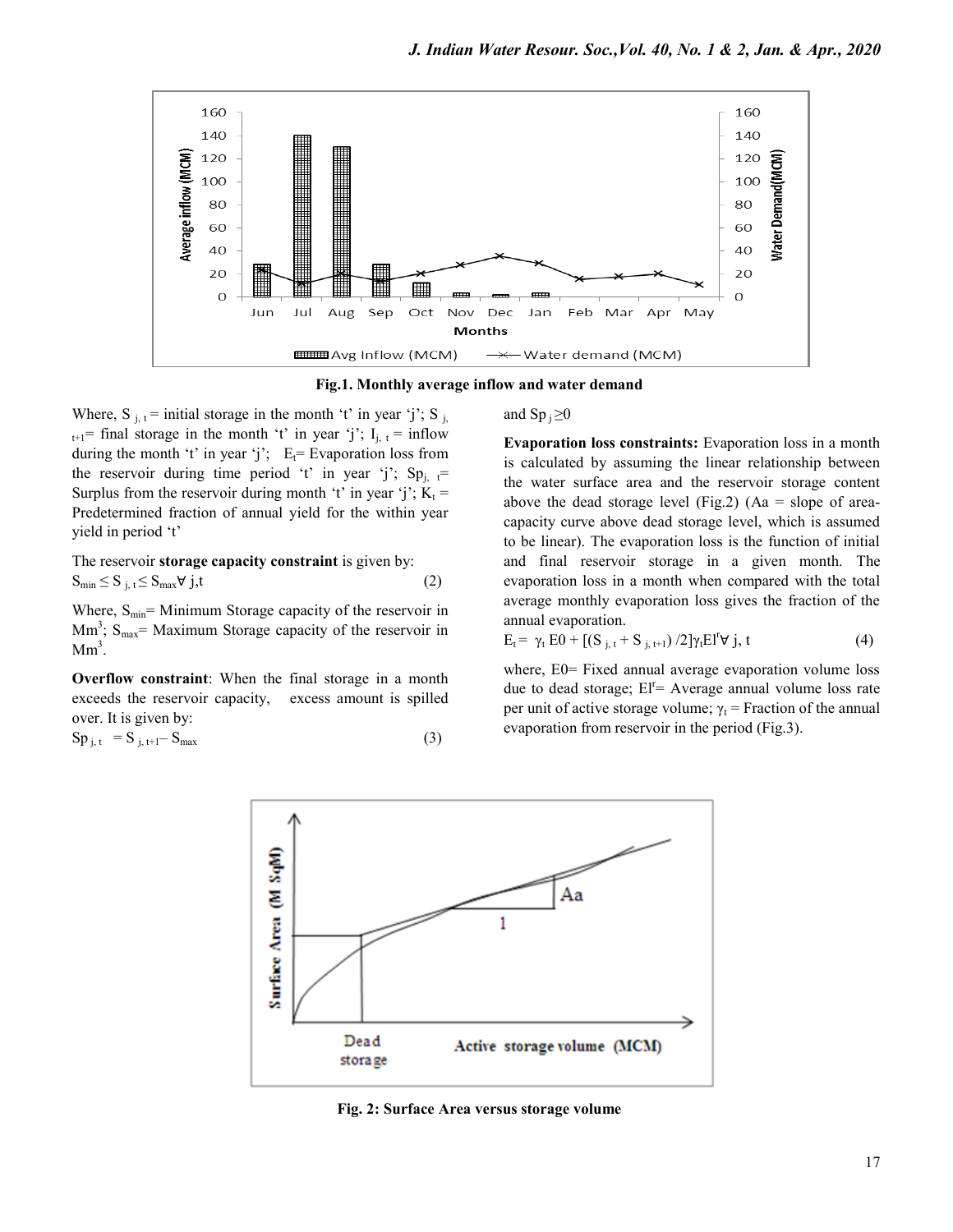Fig.1. Monthly average inflow and water demand

Where, $S_{j,t}$ = initial storage in the month 't' in year 'j'; $S_{j,t+1}$= final storage in the month 't' in year 'j'; $I_{j,t}$ = inflow during the month 't' in year 'j'; $E_t$= Evaporation loss from the reservoir during time period 't' in year 'j'; $Sp_{j,t}$= Surplus from the reservoir during month 't' in year 'j'; $K_t$ = Predetermined fraction of annual yield for the within year yield in period 't'

The reservoir **storage capacity constraint** is given by:

$$S_{min} \leq S_{j,t} \leq S_{max} \forall j,t \quad (2)$$

Where, $S_{min}$= Minimum Storage capacity of the reservoir in $Mm^3$; $S_{max}$= Maximum Storage capacity of the reservoir in $Mm^3$.

**Overflow constraint**: When the final storage in a month exceeds the reservoir capacity, excess amount is spilled over. It is given by:

$$Sp_{j,t} = S_{j,t+1} - S_{max} \quad (3)$$

and $Sp_j \geq 0$

**Evaporation loss constraints:** Evaporation loss in a month is calculated by assuming the linear relationship between the water surface area and the reservoir storage content above the dead storage level (Fig.2) (Aa = slope of area-capacity curve above dead storage level, which is assumed to be linear). The evaporation loss is the function of initial and final reservoir storage in a given month. The evaporation loss in a month when compared with the total average monthly evaporation loss gives the fraction of the annual evaporation.

$$E_t = \gamma_t E0 + [(S_{j,t} + S_{j,t+1})/2]\gamma_t El^r \forall j,t \quad (4)$$

where, E0= Fixed annual average evaporation volume loss due to dead storage; $El^r$= Average annual volume loss rate per unit of active storage volume; $\gamma_t$ = Fraction of the annual evaporation from reservoir in the period (Fig.3).

Fig. 2: Surface Area versus storage volume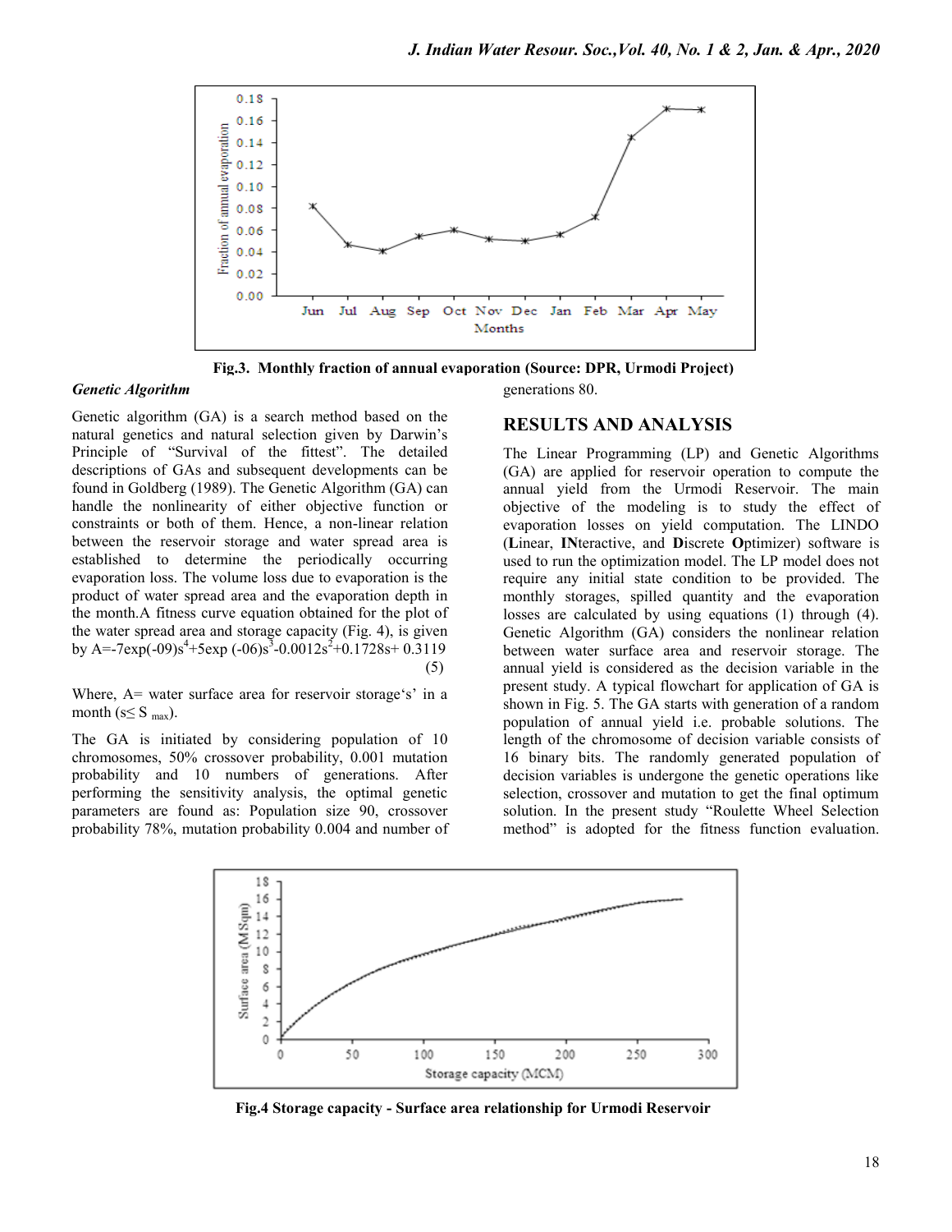Fig.3. Monthly fraction of annual evaporation (Source: DPR, Urmodi Project)

### *Genetic Algorithm*

Genetic algorithm (GA) is a search method based on the natural genetics and natural selection given by Darwin's Principle of "Survival of the fittest". The detailed descriptions of GAs and subsequent developments can be found in Goldberg (1989). The Genetic Algorithm (GA) can handle the nonlinearity of either objective function or constraints or both of them. Hence, a non-linear relation between the reservoir storage and water spread area is established to determine the periodically occurring evaporation loss. The volume loss due to evaporation is the product of water spread area and the evaporation depth in the month.A fitness curve equation obtained for the plot of the water spread area and storage capacity (Fig. 4), is given by

$$A=-7\exp(-09)s^4+5\exp(-06)s^3-0.0012s^2+0.1728s+0.3119 \quad (5)$$

Where, A= water surface area for reservoir storage's' in a month ($s \leq S_{max}$).

The GA is initiated by considering population of 10 chromosomes, 50% crossover probability, 0.001 mutation probability and 10 numbers of generations. After performing the sensitivity analysis, the optimal genetic parameters are found as: Population size 90, crossover probability 78%, mutation probability 0.004 and number of generations 80.

## RESULTS AND ANALYSIS

The Linear Programming (LP) and Genetic Algorithms (GA) are applied for reservoir operation to compute the annual yield from the Urmodi Reservoir. The main objective of the modeling is to study the effect of evaporation losses on yield computation. The LINDO (**L**inear, **IN**teractive, and **D**iscrete **O**ptimizer) software is used to run the optimization model. The LP model does not require any initial state condition to be provided. The monthly storages, spilled quantity and the evaporation losses are calculated by using equations (1) through (4). Genetic Algorithm (GA) considers the nonlinear relation between water surface area and reservoir storage. The annual yield is considered as the decision variable in the present study. A typical flowchart for application of GA is shown in Fig. 5. The GA starts with generation of a random population of annual yield i.e. probable solutions. The length of the chromosome of decision variable consists of 16 binary bits. The randomly generated population of decision variables is undergone the genetic operations like selection, crossover and mutation to get the final optimum solution. In the present study "Roulette Wheel Selection method" is adopted for the fitness function evaluation.

Fig.4 Storage capacity - Surface area relationship for Urmodi Reservoir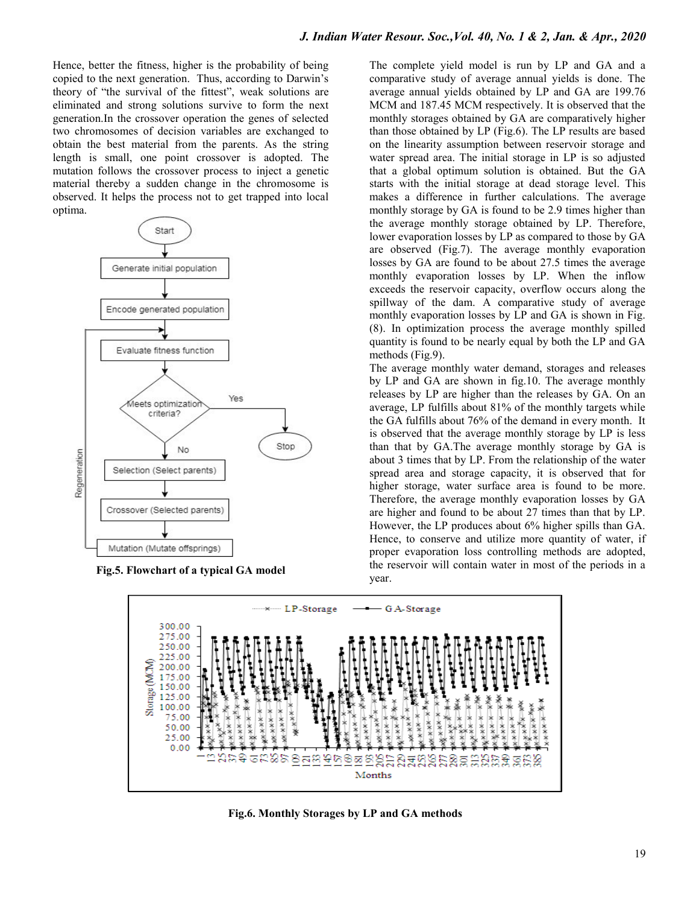Hence, better the fitness, higher is the probability of being copied to the next generation. Thus, according to Darwin's theory of "the survival of the fittest", weak solutions are eliminated and strong solutions survive to form the next generation.In the crossover operation the genes of selected two chromosomes of decision variables are exchanged to obtain the best material from the parents. As the string length is small, one point crossover is adopted. The mutation follows the crossover process to inject a genetic material thereby a sudden change in the chromosome is observed. It helps the process not to get trapped into local optima.

**Fig.5. Flowchart of a typical GA model**

The complete yield model is run by LP and GA and a comparative study of average annual yields is done. The average annual yields obtained by LP and GA are 199.76 MCM and 187.45 MCM respectively. It is observed that the monthly storages obtained by GA are comparatively higher than those obtained by LP (Fig.6). The LP results are based on the linearity assumption between reservoir storage and water spread area. The initial storage in LP is so adjusted that a global optimum solution is obtained. But the GA starts with the initial storage at dead storage level. This makes a difference in further calculations. The average monthly storage by GA is found to be 2.9 times higher than the average monthly storage obtained by LP. Therefore, lower evaporation losses by LP as compared to those by GA are observed (Fig.7). The average monthly evaporation losses by GA are found to be about 27.5 times the average monthly evaporation losses by LP. When the inflow exceeds the reservoir capacity, overflow occurs along the spillway of the dam. A comparative study of average monthly evaporation losses by LP and GA is shown in Fig. (8). In optimization process the average monthly spilled quantity is found to be nearly equal by both the LP and GA methods (Fig.9).

The average monthly water demand, storages and releases by LP and GA are shown in fig.10. The average monthly releases by LP are higher than the releases by GA. On an average, LP fulfills about 81% of the monthly targets while the GA fulfills about 76% of the demand in every month. It is observed that the average monthly storage by LP is less than that by GA.The average monthly storage by GA is about 3 times that by LP. From the relationship of the water spread area and storage capacity, it is observed that for higher storage, water surface area is found to be more. Therefore, the average monthly evaporation losses by GA are higher and found to be about 27 times than that by LP. However, the LP produces about 6% higher spills than GA. Hence, to conserve and utilize more quantity of water, if proper evaporation loss controlling methods are adopted, the reservoir will contain water in most of the periods in a year.

**Fig.6. Monthly Storages by LP and GA methods**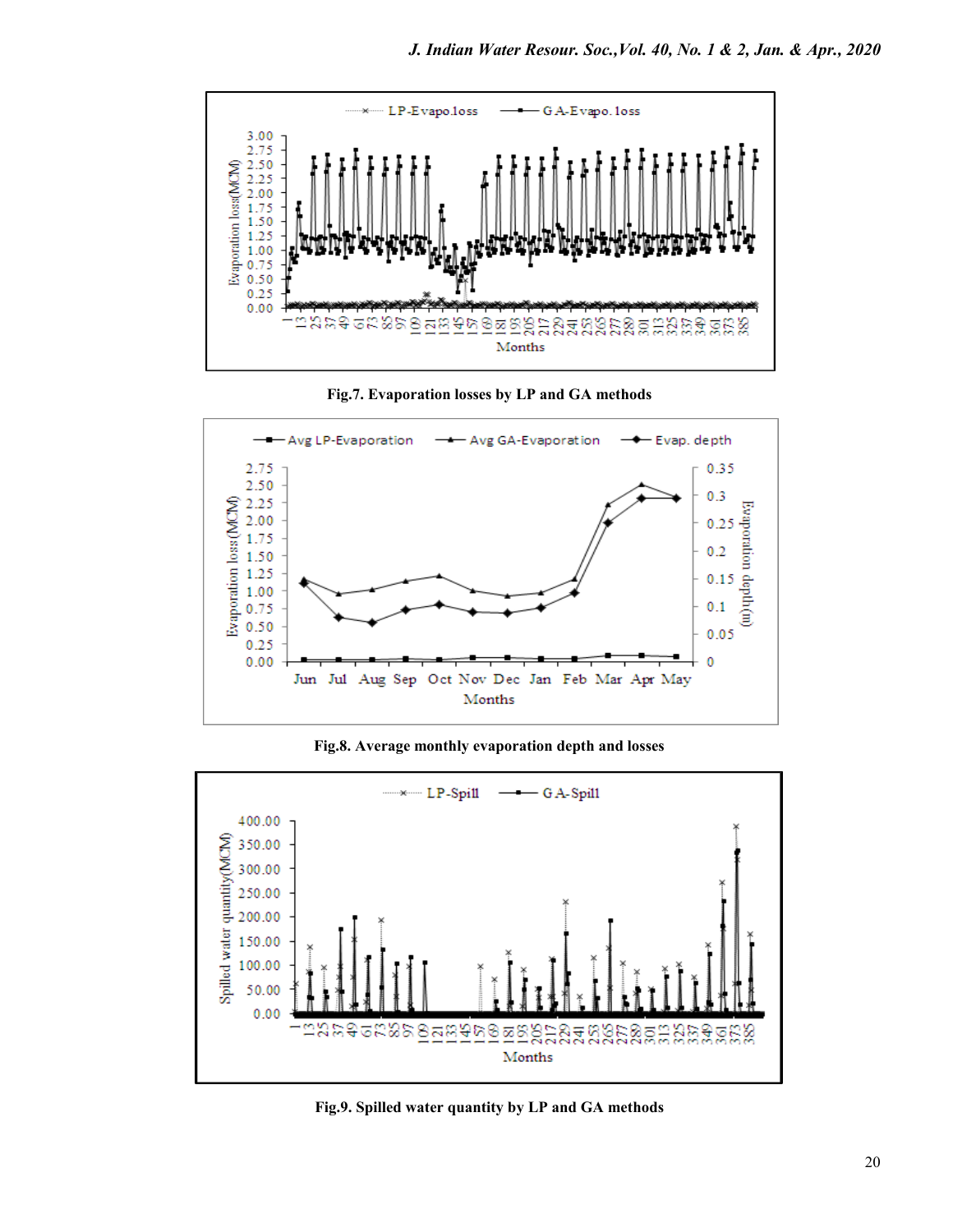Fig.7. Evaporation losses by LP and GA methods

Fig.8. Average monthly evaporation depth and losses

Fig.9. Spilled water quantity by LP and GA methods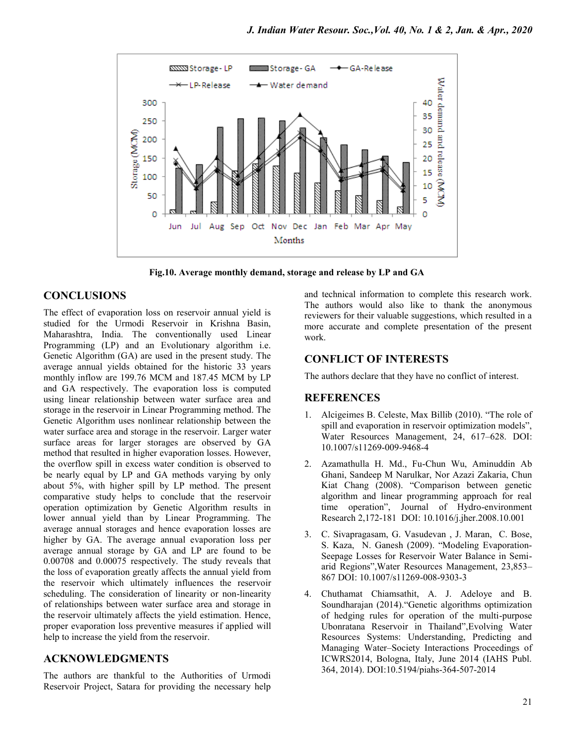Fig.10. Average monthly demand, storage and release by LP and GA

## CONCLUSIONS

The effect of evaporation loss on reservoir annual yield is studied for the Urmodi Reservoir in Krishna Basin, Maharashtra, India. The conventionally used Linear Programming (LP) and an Evolutionary algorithm i.e. Genetic Algorithm (GA) are used in the present study. The average annual yields obtained for the historic 33 years monthly inflow are 199.76 MCM and 187.45 MCM by LP and GA respectively. The evaporation loss is computed using linear relationship between water surface area and storage in the reservoir in Linear Programming method. The Genetic Algorithm uses nonlinear relationship between the water surface area and storage in the reservoir. Larger water surface areas for larger storages are observed by GA method that resulted in higher evaporation losses. However, the overflow spill in excess water condition is observed to be nearly equal by LP and GA methods varying by only about 5%, with higher spill by LP method. The present comparative study helps to conclude that the reservoir operation optimization by Genetic Algorithm results in lower annual yield than by Linear Programming. The average annual storages and hence evaporation losses are higher by GA. The average annual evaporation loss per average annual storage by GA and LP are found to be 0.00708 and 0.00075 respectively. The study reveals that the loss of evaporation greatly affects the annual yield from the reservoir which ultimately influences the reservoir scheduling. The consideration of linearity or non-linearity of relationships between water surface area and storage in the reservoir ultimately affects the yield estimation. Hence, proper evaporation loss preventive measures if applied will help to increase the yield from the reservoir.

## ACKNOWLEDGMENTS

The authors are thankful to the Authorities of Urmodi Reservoir Project, Satara for providing the necessary help and technical information to complete this research work. The authors would also like to thank the anonymous reviewers for their valuable suggestions, which resulted in a more accurate and complete presentation of the present work.

## CONFLICT OF INTERESTS

The authors declare that they have no conflict of interest.

## REFERENCES

1. Alcigeimes B. Celeste, Max Billib (2010). "The role of spill and evaporation in reservoir optimization models", Water Resources Management, 24, 617–628. DOI: 10.1007/s11269-009-9468-4

2. Azamathulla H. Md., Fu-Chun Wu, Aminuddin Ab Ghani, Sandeep M Narulkar, Nor Azazi Zakaria, Chun Kiat Chang (2008). "Comparison between genetic algorithm and linear programming approach for real time operation", Journal of Hydro-environment Research 2,172-181 DOI: 10.1016/j.jher.2008.10.001

3. C. Sivapragasam, G. Vasudevan , J. Maran, C. Bose, S. Kaza, N. Ganesh (2009). "Modeling Evaporation-Seepage Losses for Reservoir Water Balance in Semi-arid Regions",Water Resources Management, 23,853–867 DOI: 10.1007/s11269-008-9303-3

4. Chuthamat Chiamsathit, A. J. Adeloye and B. Soundharajan (2014)."Genetic algorithms optimization of hedging rules for operation of the multi-purpose Ubonratana Reservoir in Thailand",Evolving Water Resources Systems: Understanding, Predicting and Managing Water–Society Interactions Proceedings of ICWRS2014, Bologna, Italy, June 2014 (IAHS Publ. 364, 2014). DOI:10.5194/piahs-364-507-2014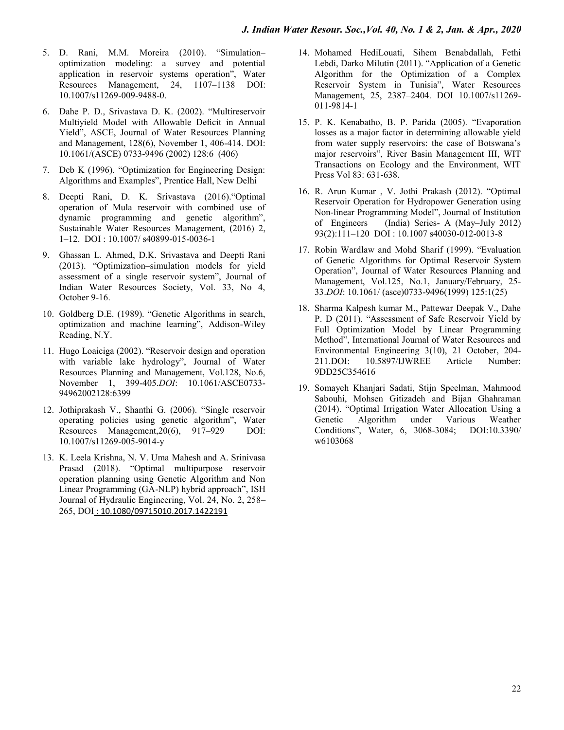5. D. Rani, M.M. Moreira (2010). "Simulation–optimization modeling: a survey and potential application in reservoir systems operation", Water Resources Management, 24, 1107–1138 DOI: 10.1007/s11269-009-9488-0.

6. Dahe P. D., Srivastava D. K. (2002). "Multireservoir Multiyield Model with Allowable Deficit in Annual Yield", ASCE, Journal of Water Resources Planning and Management, 128(6), November 1, 406-414. DOI: 10.1061/(ASCE) 0733-9496 (2002) 128:6 (406)

7. Deb K (1996). "Optimization for Engineering Design: Algorithms and Examples", Prentice Hall, New Delhi

8. Deepti Rani, D. K. Srivastava (2016)."Optimal operation of Mula reservoir with combined use of dynamic programming and genetic algorithm", Sustainable Water Resources Management, (2016) 2, 1–12. DOI : 10.1007/ s40899-015-0036-1

9. Ghassan L. Ahmed, D.K. Srivastava and Deepti Rani (2013). "Optimization–simulation models for yield assessment of a single reservoir system", Journal of Indian Water Resources Society, Vol. 33, No 4, October 9-16.

10. Goldberg D.E. (1989). "Genetic Algorithms in search, optimization and machine learning", Addison-Wiley Reading, N.Y.

11. Hugo Loaiciga (2002). "Reservoir design and operation with variable lake hydrology", Journal of Water Resources Planning and Management, Vol.128, No.6, November 1, 399-405.*DOI*: 10.1061/ASCE0733-94962002128:6399

12. Jothiprakash V., Shanthi G. (2006). "Single reservoir operating policies using genetic algorithm", Water Resources Management,20(6), 917–929 DOI: 10.1007/s11269-005-9014-y

13. K. Leela Krishna, N. V. Uma Mahesh and A. Srinivasa Prasad (2018). "Optimal multipurpose reservoir operation planning using Genetic Algorithm and Non Linear Programming (GA-NLP) hybrid approach", ISH Journal of Hydraulic Engineering, Vol. 24, No. 2, 258–265, DOI : 10.1080/09715010.2017.1422191

14. Mohamed HediLouati, Sihem Benabdallah, Fethi Lebdi, Darko Milutin (2011). "Application of a Genetic Algorithm for the Optimization of a Complex Reservoir System in Tunisia", Water Resources Management, 25, 2387–2404. DOI 10.1007/s11269-011-9814-1

15. P. K. Kenabatho, B. P. Parida (2005). "Evaporation losses as a major factor in determining allowable yield from water supply reservoirs: the case of Botswana's major reservoirs", River Basin Management III, WIT Transactions on Ecology and the Environment, WIT Press Vol 83: 631-638.

16. R. Arun Kumar , V. Jothi Prakash (2012). "Optimal Reservoir Operation for Hydropower Generation using Non-linear Programming Model", Journal of Institution of Engineers (India) Series- A (May–July 2012) 93(2):111–120 DOI : 10.1007 s40030-012-0013-8

17. Robin Wardlaw and Mohd Sharif (1999). "Evaluation of Genetic Algorithms for Optimal Reservoir System Operation", Journal of Water Resources Planning and Management, Vol.125, No.1, January/February, 25-33.*DOI*: 10.1061/ (asce)0733-9496(1999) 125:1(25)

18. Sharma Kalpesh kumar M., Pattewar Deepak V., Dahe P. D (2011). "Assessment of Safe Reservoir Yield by Full Optimization Model by Linear Programming Method", International Journal of Water Resources and Environmental Engineering 3(10), 21 October, 204-211.DOI: 10.5897/IJWREE Article Number: 9DD25C354616

19. Somayeh Khanjari Sadati, Stijn Speelman, Mahmood Sabouhi, Mohsen Gitizadeh and Bijan Ghahraman (2014). "Optimal Irrigation Water Allocation Using a Genetic Algorithm under Various Weather Conditions", Water, 6, 3068-3084; DOI:10.3390/ w6103068